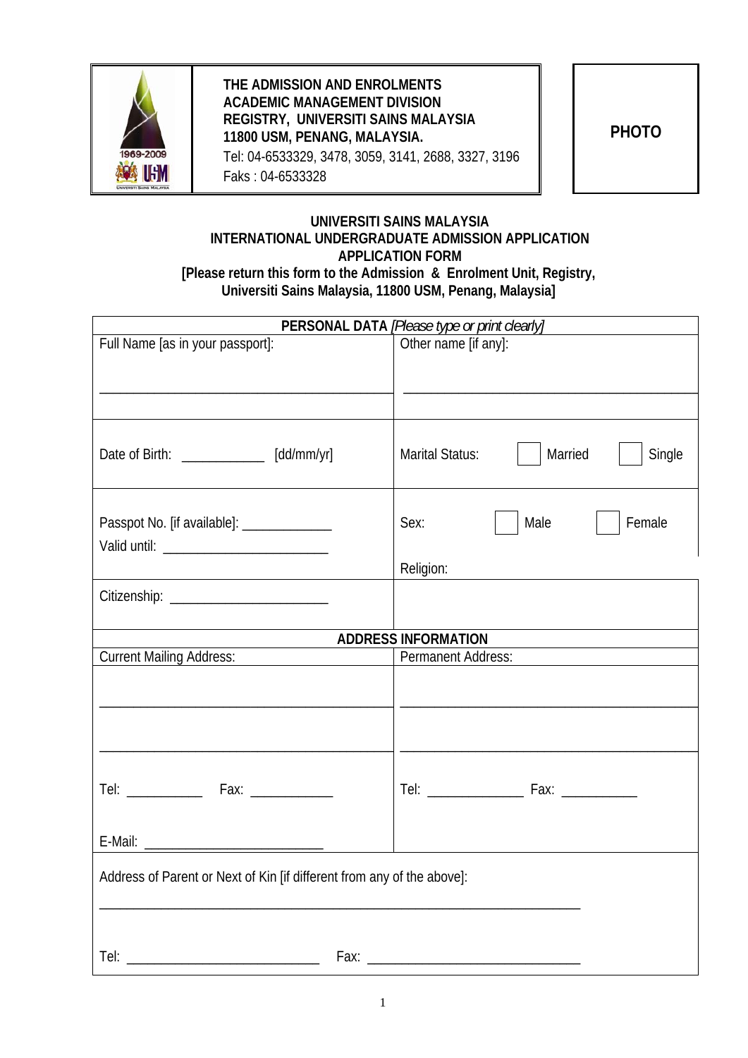| | THE ADMISSION AND ENROLMENTS ACADEMIC MANAGEMENT DIVISION REGISTRY, UNIVERSITI SAINS MALAYSIA 11800 USM, PENANG, MALAYSIA. Tel: 04-6533329, 3478, 3059, 3141, 2688, 3327, 3196 Faks : 04-6533328 | PHOTO |
|---|---|---|

**UNIVERSITI SAINS MALAYSIA**
**INTERNATIONAL UNDERGRADUATE ADMISSION APPLICATION**
**APPLICATION FORM**
**[Please return this form to the Admission & Enrolment Unit, Registry, Universiti Sains Malaysia, 11800 USM, Penang, Malaysia]**

| **PERSONAL DATA** *[Please type or print clearly]* | |
|---|---|
| Full Name [as in your passport]: ______________________ | Other name [if any]: ______________________ |
| Date of Birth: ____________ [dd/mm/yr] | Marital Status: ☐ Married ☐ Single |
| Passpot No. [if available]: _____________ Valid until: ________________________ | Sex: ☐ Male ☐ Female<br>Religion: |
| Citizenship: _______________________ | |
| **ADDRESS INFORMATION** | |
| Current Mailing Address: | Permanent Address: |
| ______________________<br>______________________ | ______________________<br>______________________ |
| Tel: ___________ Fax: ____________<br>E-Mail: __________________________ | Tel: ______________ Fax: ___________ |
| Address of Parent or Next of Kin [if different from any of the above]: ______________________<br>Tel: ____________________________ Fax: ________________________________ | |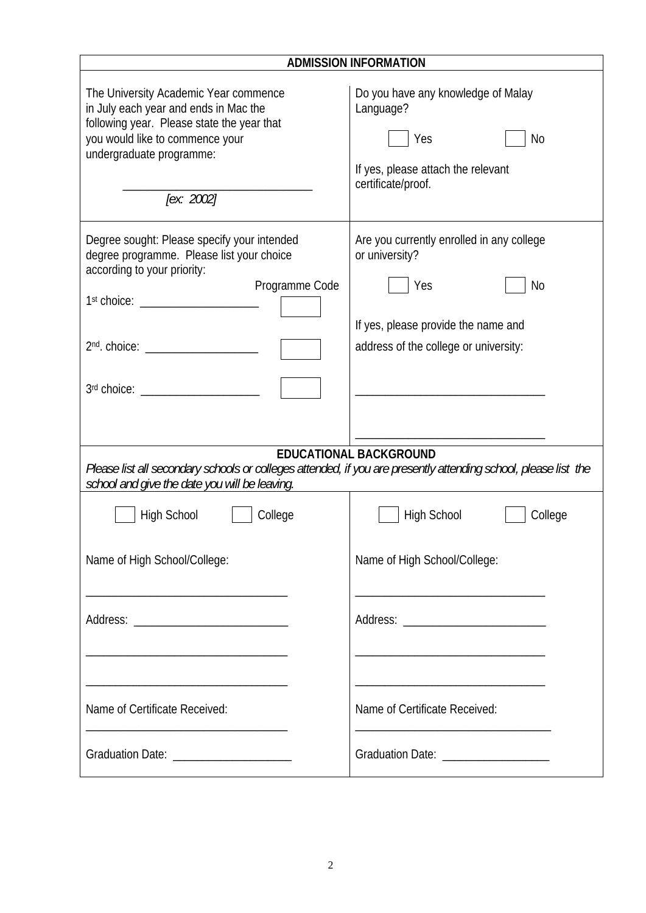## ADMISSION INFORMATION

| | |
|---|---|
| The University Academic Year commence in July each year and ends in Mac the following year. Please state the year that you would like to commence your undergraduate programme:<br><br>______________________________<br>*[ex: 2002]* | Do you have any knowledge of Malay Language?<br><br>☐ Yes ☐ No<br><br>If yes, please attach the relevant certificate/proof. |
| Degree sought: Please specify your intended degree programme. Please list your choice according to your priority:<br><br>Programme Code<br>1st choice: ____________________ ☐<br><br>2nd. choice: ___________________ ☐<br><br>3rd choice: ____________________ ☐ | Are you currently enrolled in any college or university?<br><br>☐ Yes ☐ No<br><br>If yes, please provide the name and address of the college or university:<br><br>________________________________<br><br>________________________________ |

## EDUCATIONAL BACKGROUND

*Please list all secondary schools or colleges attended, if you are presently attending school, please list the school and give the date you will be leaving.*

| | |
|---|---|
| ☐ High School ☐ College<br><br>Name of High School/College:<br><br>__________________________________<br><br>Address: __________________________<br><br>__________________________________<br><br>__________________________________<br><br>Name of Certificate Received:<br>__________________________________<br><br>Graduation Date: ____________________ | ☐ High School ☐ College<br><br>Name of High School/College:<br><br>________________________________<br><br>Address: ________________________<br><br>________________________________<br><br>________________________________<br><br>Name of Certificate Received:<br>_________________________________<br><br>Graduation Date: __________________ |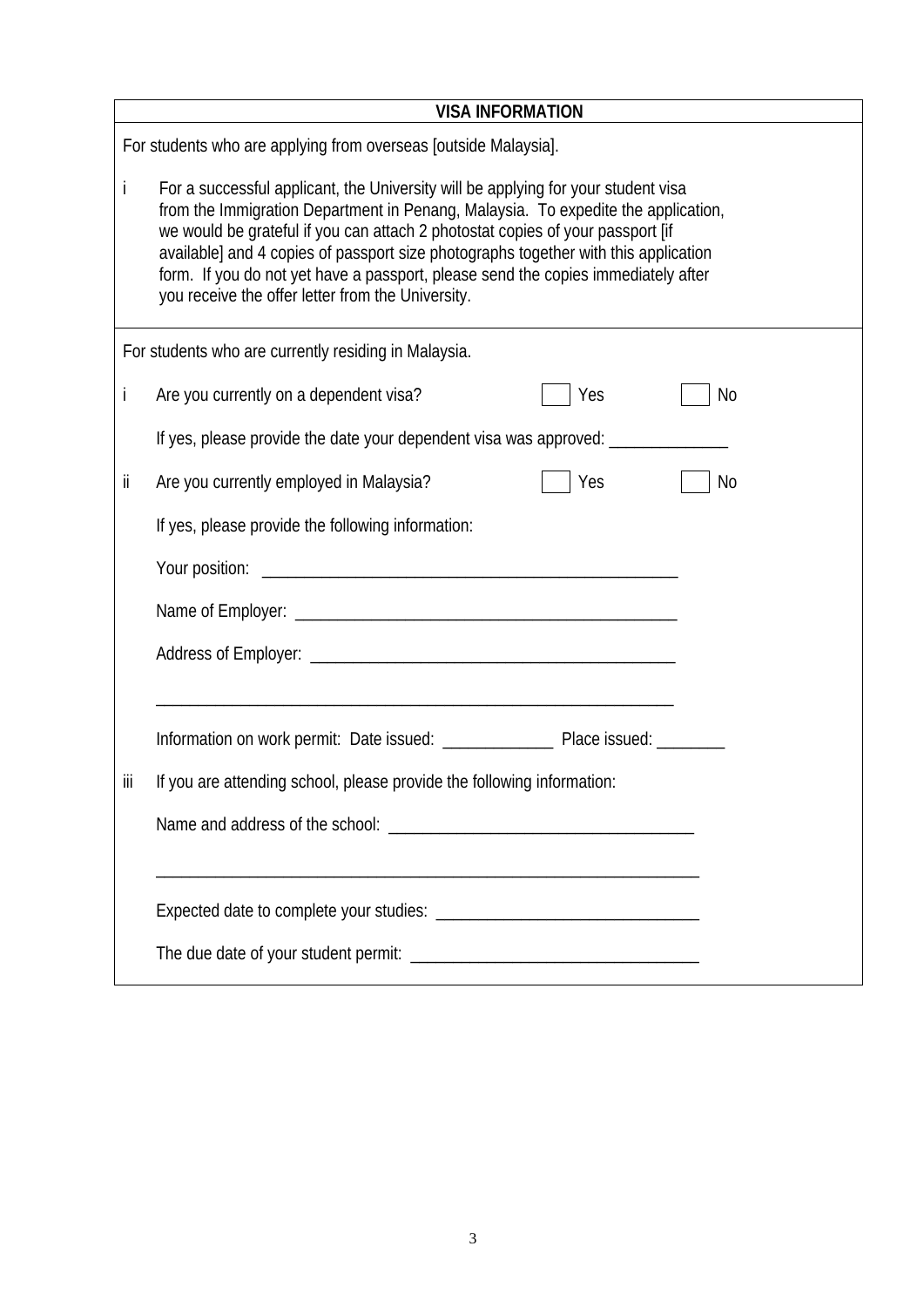## VISA INFORMATION

For students who are applying from overseas [outside Malaysia].

i For a successful applicant, the University will be applying for your student visa from the Immigration Department in Penang, Malaysia. To expedite the application, we would be grateful if you can attach 2 photostat copies of your passport [if available] and 4 copies of passport size photographs together with this application form. If you do not yet have a passport, please send the copies immediately after you receive the offer letter from the University.

For students who are currently residing in Malaysia.

i Are you currently on a dependent visa? ☐ Yes ☐ No

If yes, please provide the date your dependent visa was approved: ______________

ii Are you currently employed in Malaysia? ☐ Yes ☐ No

If yes, please provide the following information:

Your position: ________________________________________________

Name of Employer: ______________________________________________

Address of Employer: ____________________________________________

____________________________________________________________

Information on work permit: Date issued: _____________ Place issued: ________

iii If you are attending school, please provide the following information:

Name and address of the school: ___________________________________

_______________________________________________________________

Expected date to complete your studies: ______________________________

The due date of your student permit: ________________________________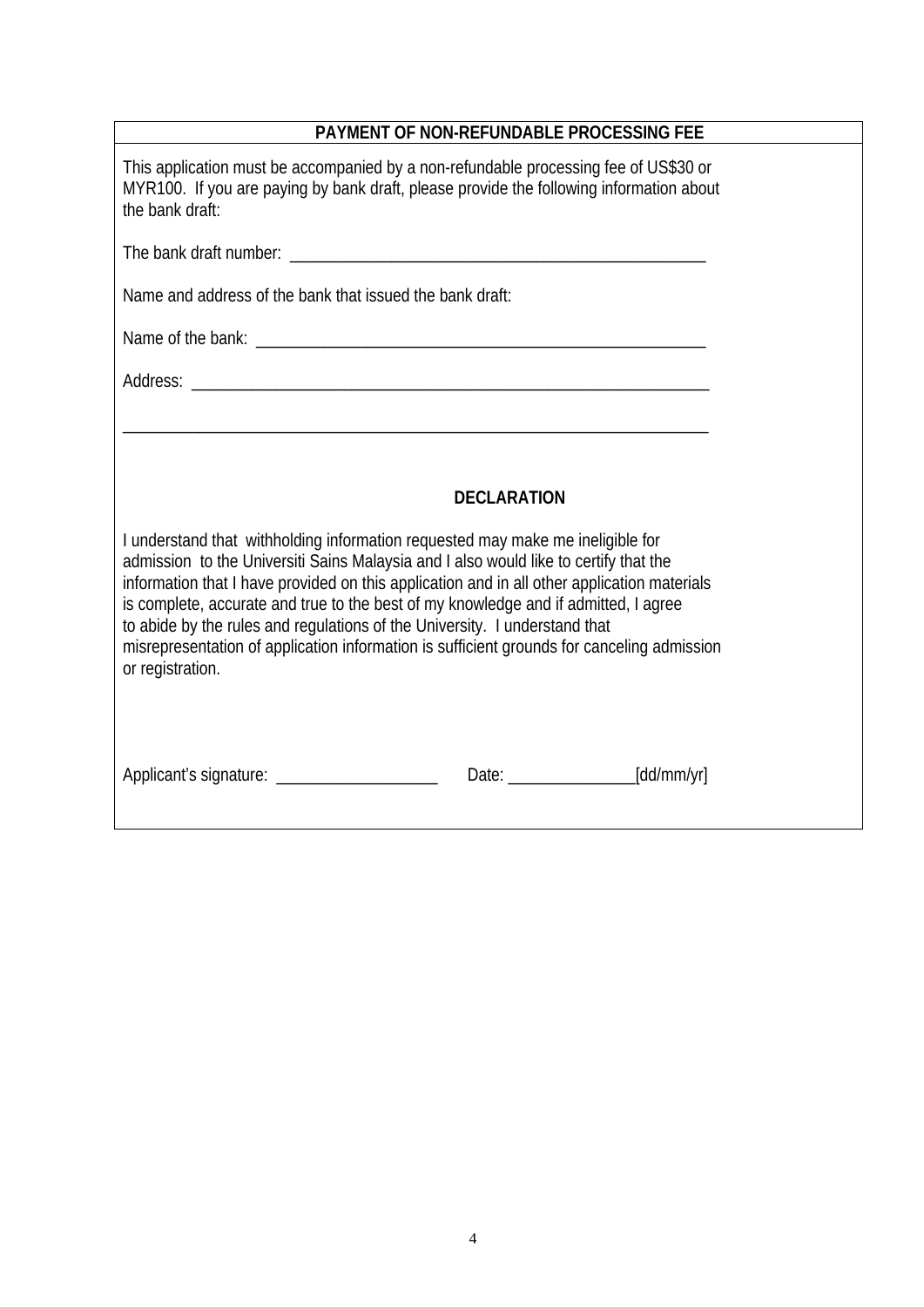## PAYMENT OF NON-REFUNDABLE PROCESSING FEE

This application must be accompanied by a non-refundable processing fee of US$30 or MYR100. If you are paying by bank draft, please provide the following information about the bank draft:

The bank draft number: ___________________________________________________

Name and address of the bank that issued the bank draft:

Name of the bank: _______________________________________________________

Address: ______________________________________________________________

_______________________________________________________________________

## DECLARATION

I understand that withholding information requested may make me ineligible for admission to the Universiti Sains Malaysia and I also would like to certify that the information that I have provided on this application and in all other application materials is complete, accurate and true to the best of my knowledge and if admitted, I agree to abide by the rules and regulations of the University. I understand that misrepresentation of application information is sufficient grounds for canceling admission or registration.

Applicant's signature: ____________________ Date: ________________[dd/mm/yr]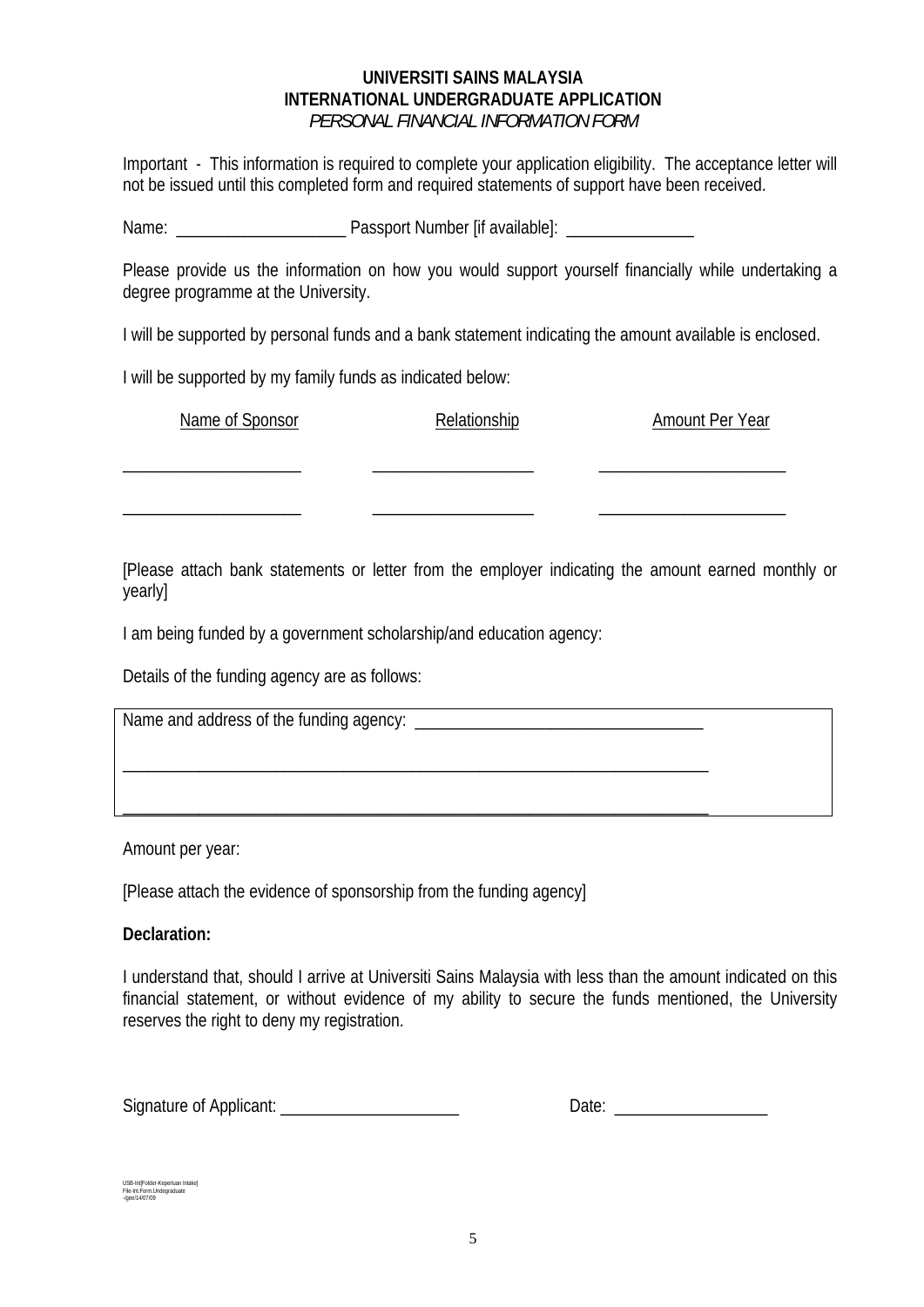**UNIVERSITI SAINS MALAYSIA**
**INTERNATIONAL UNDERGRADUATE APPLICATION**
*PERSONAL FINANCIAL INFORMATION FORM*

Important - This information is required to complete your application eligibility. The acceptance letter will not be issued until this completed form and required statements of support have been received.

Name: ____________________ Passport Number [if available]: _______________

Please provide us the information on how you would support yourself financially while undertaking a degree programme at the University.

I will be supported by personal funds and a bank statement indicating the amount available is enclosed.

I will be supported by my family funds as indicated below:

| Name of Sponsor | Relationship | Amount Per Year |
| --- | --- | --- |
| ____________________ | __________________ | _____________________ |
| ____________________ | __________________ | _____________________ |

[Please attach bank statements or letter from the employer indicating the amount earned monthly or yearly]

I am being funded by a government scholarship/and education agency:

Details of the funding agency are as follows:

Name and address of the funding agency: __________________________________

__________________________________________________________________________

__________________________________________________________________________

Amount per year:

[Please attach the evidence of sponsorship from the funding agency]

**Declaration:**

I understand that, should I arrive at Universiti Sains Malaysia with less than the amount indicated on this financial statement, or without evidence of my ability to secure the funds mentioned, the University reserves the right to deny my registration.

Signature of Applicant: _____________________ Date: __________________

USB-Int[Folder-Keperluan Intake]
File-Int.Form.Undegraduate
-/gee/14/07/09